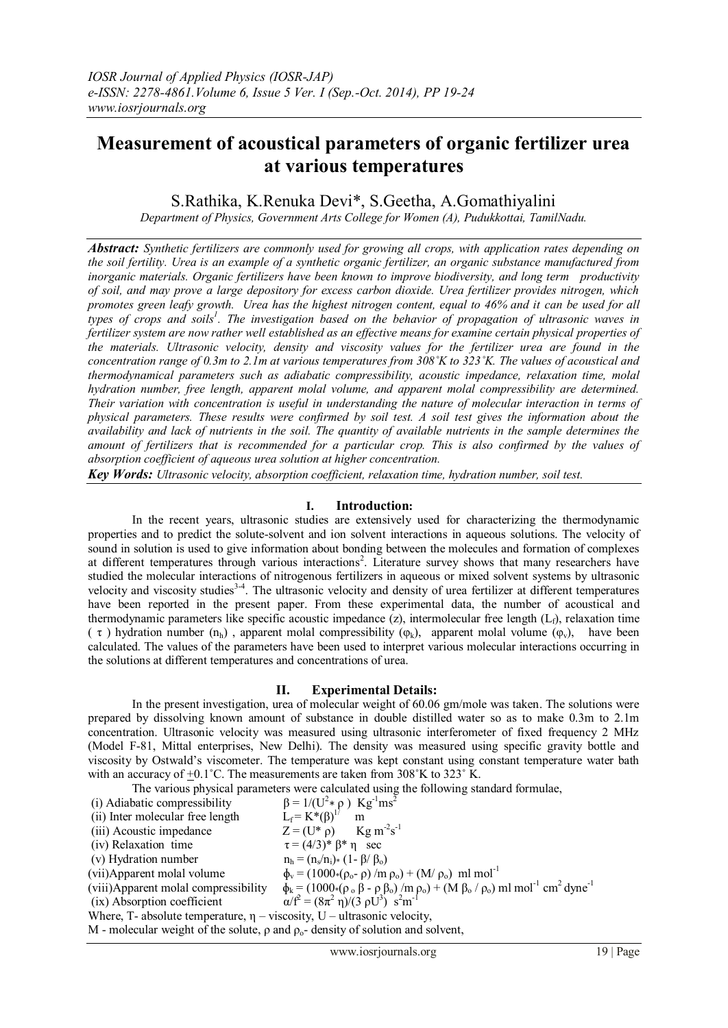# Measurement of acoustical parameters of organic fertilizer urea at various temperatures

S.Rathika, K.Renuka Devi*, S.Geetha, A.Gomathiyalini

*Department of Physics, Government Arts College for Women (A), Pudukkottai, TamilNadu.*

***Abstract:*** *Synthetic fertilizers are commonly used for growing all crops, with application rates depending on the soil fertility. Urea is an example of a synthetic organic fertilizer, an organic substance manufactured from inorganic materials. Organic fertilizers have been known to improve biodiversity, and long term productivity of soil, and may prove a large depository for excess carbon dioxide. Urea fertilizer provides nitrogen, which promotes green leafy growth. Urea has the highest nitrogen content, equal to 46% and it can be used for all types of crops and soils[1]. The investigation based on the behavior of propagation of ultrasonic waves in fertilizer system are now rather well established as an effective means for examine certain physical properties of the materials. Ultrasonic velocity, density and viscosity values for the fertilizer urea are found in the concentration range of 0.3m to 2.1m at various temperatures from 308˚K to 323˚K. The values of acoustical and thermodynamical parameters such as adiabatic compressibility, acoustic impedance, relaxation time, molal hydration number, free length, apparent molal volume, and apparent molal compressibility are determined. Their variation with concentration is useful in understanding the nature of molecular interaction in terms of physical parameters. These results were confirmed by soil test. A soil test gives the information about the availability and lack of nutrients in the soil. The quantity of available nutrients in the sample determines the amount of fertilizers that is recommended for a particular crop. This is also confirmed by the values of absorption coefficient of aqueous urea solution at higher concentration.*

***Key Words:*** *Ultrasonic velocity, absorption coefficient, relaxation time, hydration number, soil test.*

## I. Introduction:

In the recent years, ultrasonic studies are extensively used for characterizing the thermodynamic properties and to predict the solute-solvent and ion solvent interactions in aqueous solutions. The velocity of sound in solution is used to give information about bonding between the molecules and formation of complexes at different temperatures through various interactions[2]. Literature survey shows that many researchers have studied the molecular interactions of nitrogenous fertilizers in aqueous or mixed solvent systems by ultrasonic velocity and viscosity studies[3-4]. The ultrasonic velocity and density of urea fertilizer at different temperatures have been reported in the present paper. From these experimental data, the number of acoustical and thermodynamic parameters like specific acoustic impedance (z), intermolecular free length ($L_f$), relaxation time ( $\tau$ ) hydration number ($n_h$) , apparent molal compressibility ($\varphi_k$), apparent molal volume ($\varphi_v$), have been calculated. The values of the parameters have been used to interpret various molecular interactions occurring in the solutions at different temperatures and concentrations of urea.

## II. Experimental Details:

In the present investigation, urea of molecular weight of 60.06 gm/mole was taken. The solutions were prepared by dissolving known amount of substance in double distilled water so as to make 0.3m to 2.1m concentration. Ultrasonic velocity was measured using ultrasonic interferometer of fixed frequency 2 MHz (Model F-81, Mittal enterprises, New Delhi). The density was measured using specific gravity bottle and viscosity by Ostwald's viscometer. The temperature was kept constant using constant temperature water bath with an accuracy of ±0.1˚C. The measurements are taken from 308˚K to 323˚ K.

The various physical parameters were calculated using the following standard formulae,

(i) Adiabatic compressibility $\beta = 1/(U^2 * \rho)$ $Kg^{-1}ms^2$

(ii) Inter molecular free length $L_f = K*(\beta)^{1/}$ m

(iii) Acoustic impedance $Z = (U* \rho)$ $Kg\ m^{-2}s^{-1}$

(iv) Relaxation time $\tau = (4/3)* \beta* \eta$ sec

(v) Hydration number $n_h = (n_s/n_i)* (1- \beta/ \beta_o)$

(vii)Apparent molal volume $\phi_v = (1000*(\rho_o- \rho) /m \rho_o) + (M/ \rho_o)$ ml $mol^{-1}$

(viii)Apparent molal compressibility $\phi_k = (1000*(\rho_o \beta - \rho \beta_o) /m \rho_o) + (M \beta_o / \rho_o)$ ml $mol^{-1}$ $cm^2$ $dyne^{-1}$

(ix) Absorption coefficient $\alpha/f^2 = (8\pi^2 \eta)/(3 \rho U^3)$ $s^2m^{-1}$

Where, T- absolute temperature, $\eta$ – viscosity, U – ultrasonic velocity,

M - molecular weight of the solute, $\rho$ and $\rho_o$- density of solution and solvent,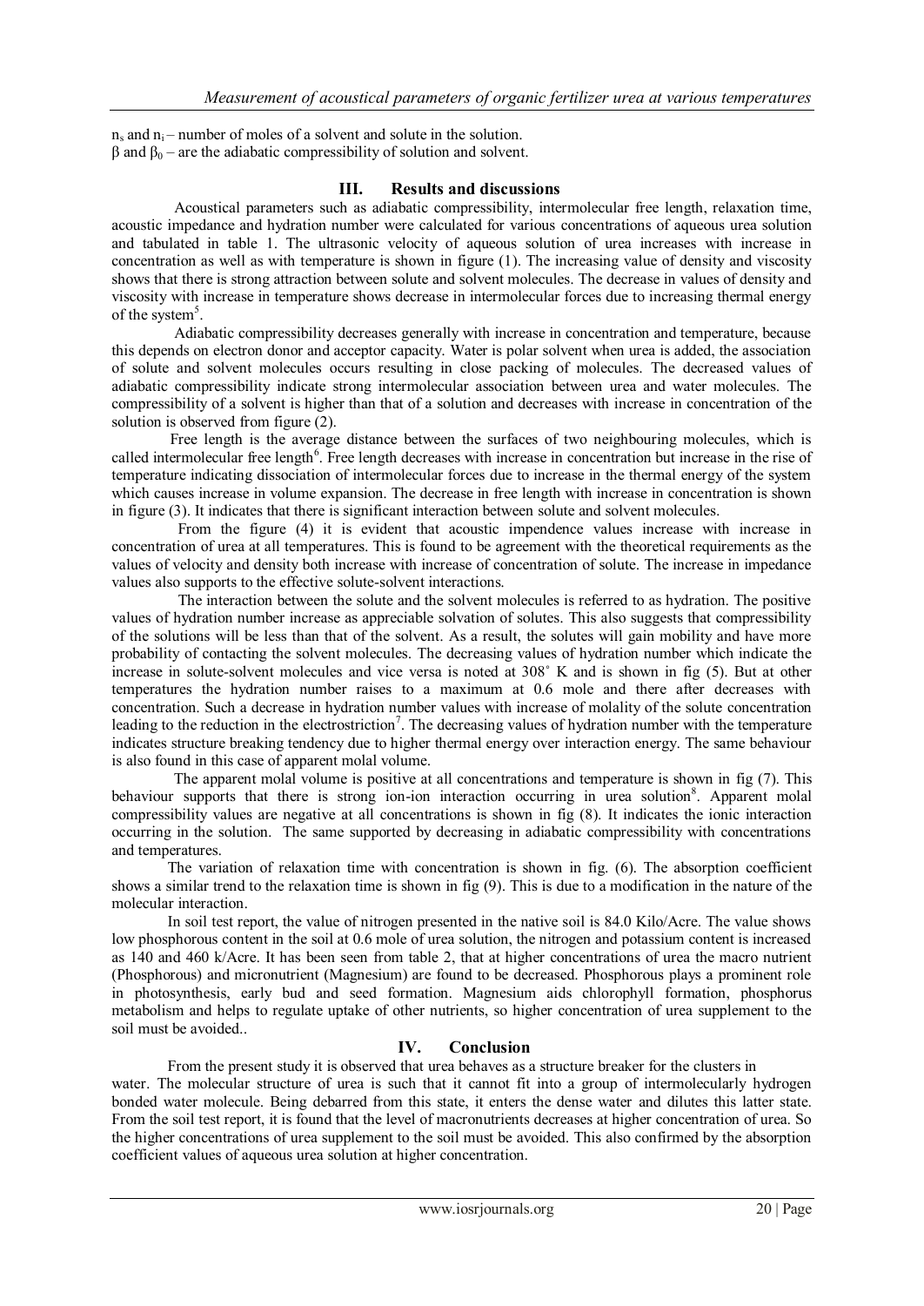$n_s$ and $n_i$ – number of moles of a solvent and solute in the solution.
$\beta$ and $\beta_0$ – are the adiabatic compressibility of solution and solvent.

## III. Results and discussions

Acoustical parameters such as adiabatic compressibility, intermolecular free length, relaxation time, acoustic impedance and hydration number were calculated for various concentrations of aqueous urea solution and tabulated in table 1. The ultrasonic velocity of aqueous solution of urea increases with increase in concentration as well as with temperature is shown in figure (1). The increasing value of density and viscosity shows that there is strong attraction between solute and solvent molecules. The decrease in values of density and viscosity with increase in temperature shows decrease in intermolecular forces due to increasing thermal energy of the system[5].

Adiabatic compressibility decreases generally with increase in concentration and temperature, because this depends on electron donor and acceptor capacity. Water is polar solvent when urea is added, the association of solute and solvent molecules occurs resulting in close packing of molecules. The decreased values of adiabatic compressibility indicate strong intermolecular association between urea and water molecules. The compressibility of a solvent is higher than that of a solution and decreases with increase in concentration of the solution is observed from figure (2).

Free length is the average distance between the surfaces of two neighbouring molecules, which is called intermolecular free length[6]. Free length decreases with increase in concentration but increase in the rise of temperature indicating dissociation of intermolecular forces due to increase in the thermal energy of the system which causes increase in volume expansion. The decrease in free length with increase in concentration is shown in figure (3). It indicates that there is significant interaction between solute and solvent molecules.

From the figure (4) it is evident that acoustic impendence values increase with increase in concentration of urea at all temperatures. This is found to be agreement with the theoretical requirements as the values of velocity and density both increase with increase of concentration of solute. The increase in impedance values also supports to the effective solute-solvent interactions.

The interaction between the solute and the solvent molecules is referred to as hydration. The positive values of hydration number increase as appreciable solvation of solutes. This also suggests that compressibility of the solutions will be less than that of the solvent. As a result, the solutes will gain mobility and have more probability of contacting the solvent molecules. The decreasing values of hydration number which indicate the increase in solute-solvent molecules and vice versa is noted at 308˚ K and is shown in fig (5). But at other temperatures the hydration number raises to a maximum at 0.6 mole and there after decreases with concentration. Such a decrease in hydration number values with increase of molality of the solute concentration leading to the reduction in the electrostriction[7]. The decreasing values of hydration number with the temperature indicates structure breaking tendency due to higher thermal energy over interaction energy. The same behaviour is also found in this case of apparent molal volume.

The apparent molal volume is positive at all concentrations and temperature is shown in fig (7). This behaviour supports that there is strong ion-ion interaction occurring in urea solution[8]. Apparent molal compressibility values are negative at all concentrations is shown in fig (8). It indicates the ionic interaction occurring in the solution. The same supported by decreasing in adiabatic compressibility with concentrations and temperatures.

The variation of relaxation time with concentration is shown in fig. (6). The absorption coefficient shows a similar trend to the relaxation time is shown in fig (9). This is due to a modification in the nature of the molecular interaction.

In soil test report, the value of nitrogen presented in the native soil is 84.0 Kilo/Acre. The value shows low phosphorous content in the soil at 0.6 mole of urea solution, the nitrogen and potassium content is increased as 140 and 460 k/Acre. It has been seen from table 2, that at higher concentrations of urea the macro nutrient (Phosphorous) and micronutrient (Magnesium) are found to be decreased. Phosphorous plays a prominent role in photosynthesis, early bud and seed formation. Magnesium aids chlorophyll formation, phosphorus metabolism and helps to regulate uptake of other nutrients, so higher concentration of urea supplement to the soil must be avoided..

## IV. Conclusion

From the present study it is observed that urea behaves as a structure breaker for the clusters in water. The molecular structure of urea is such that it cannot fit into a group of intermolecularly hydrogen bonded water molecule. Being debarred from this state, it enters the dense water and dilutes this latter state. From the soil test report, it is found that the level of macronutrients decreases at higher concentration of urea. So the higher concentrations of urea supplement to the soil must be avoided. This also confirmed by the absorption coefficient values of aqueous urea solution at higher concentration.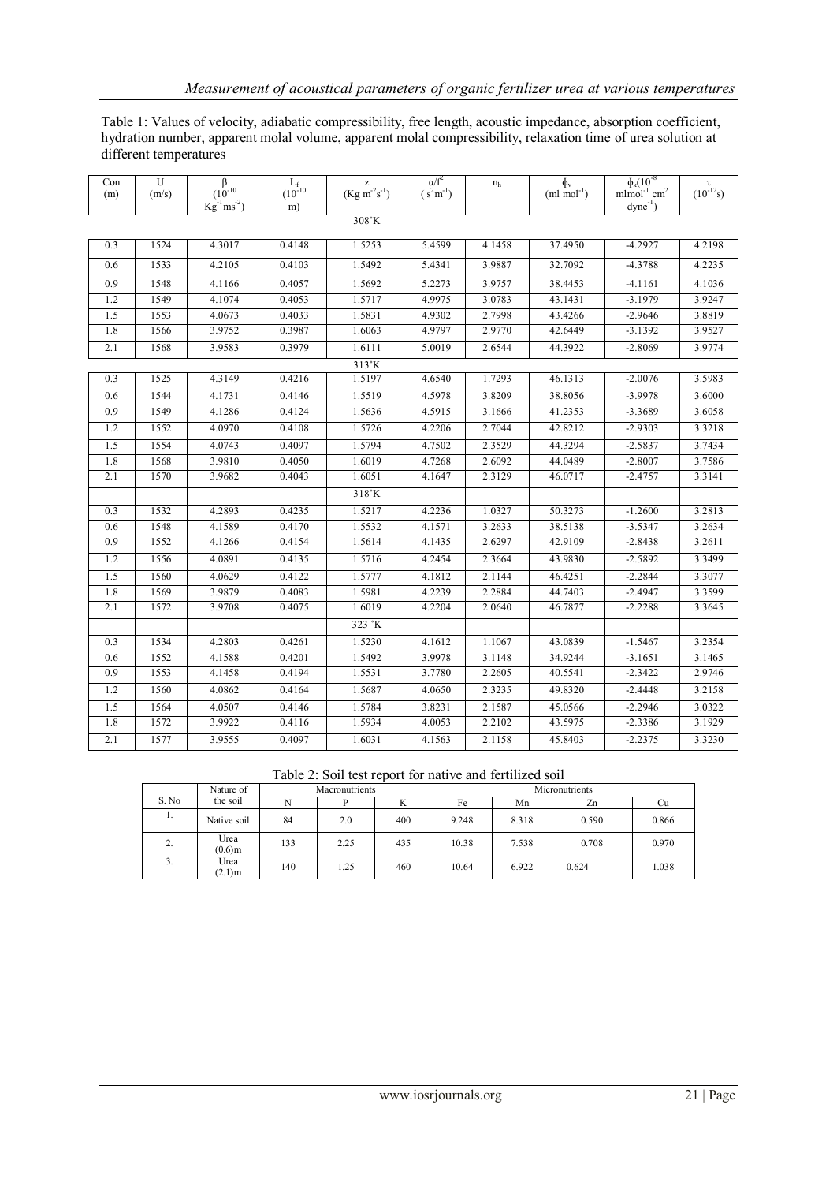Table 1: Values of velocity, adiabatic compressibility, free length, acoustic impedance, absorption coefficient, hydration number, apparent molal volume, apparent molal compressibility, relaxation time of urea solution at different temperatures

| Con (m) | U (m/s) | β ($10^{-10}$ $Kg^{-1}ms^{-2}$) | $L_f$ ($10^{-10}$ m) | z ($Kg\ m^{-2}s^{-1}$) | $\alpha/f^2$ ($s^2m^{-1}$) | $n_h$ | $\phi_v$ ($ml\ mol^{-1}$) | $\phi_k$($10^{-8}$ $mlmol^{-1}\ cm^2\ dyne^{-1}$) | τ ($10^{-12}$s) |
|---|---|---|---|---|---|---|---|---|---|
| | | | | 308˚K | | | | | |
| 0.3 | 1524 | 4.3017 | 0.4148 | 1.5253 | 5.4599 | 4.1458 | 37.4950 | -4.2927 | 4.2198 |
| 0.6 | 1533 | 4.2105 | 0.4103 | 1.5492 | 5.4341 | 3.9887 | 32.7092 | -4.3788 | 4.2235 |
| 0.9 | 1548 | 4.1166 | 0.4057 | 1.5692 | 5.2273 | 3.9757 | 38.4453 | -4.1161 | 4.1036 |
| 1.2 | 1549 | 4.1074 | 0.4053 | 1.5717 | 4.9975 | 3.0783 | 43.1431 | -3.1979 | 3.9247 |
| 1.5 | 1553 | 4.0673 | 0.4033 | 1.5831 | 4.9302 | 2.7998 | 43.4266 | -2.9646 | 3.8819 |
| 1.8 | 1566 | 3.9752 | 0.3987 | 1.6063 | 4.9797 | 2.9770 | 42.6449 | -3.1392 | 3.9527 |
| 2.1 | 1568 | 3.9583 | 0.3979 | 1.6111 | 5.0019 | 2.6544 | 44.3922 | -2.8069 | 3.9774 |
| | | | | 313˚K | | | | | |
| 0.3 | 1525 | 4.3149 | 0.4216 | 1.5197 | 4.6540 | 1.7293 | 46.1313 | -2.0076 | 3.5983 |
| 0.6 | 1544 | 4.1731 | 0.4146 | 1.5519 | 4.5978 | 3.8209 | 38.8056 | -3.9978 | 3.6000 |
| 0.9 | 1549 | 4.1286 | 0.4124 | 1.5636 | 4.5915 | 3.1666 | 41.2353 | -3.3689 | 3.6058 |
| 1.2 | 1552 | 4.0970 | 0.4108 | 1.5726 | 4.2206 | 2.7044 | 42.8212 | -2.9303 | 3.3218 |
| 1.5 | 1554 | 4.0743 | 0.4097 | 1.5794 | 4.7502 | 2.3529 | 44.3294 | -2.5837 | 3.7434 |
| 1.8 | 1568 | 3.9810 | 0.4050 | 1.6019 | 4.7268 | 2.6092 | 44.0489 | -2.8007 | 3.7586 |
| 2.1 | 1570 | 3.9682 | 0.4043 | 1.6051 | 4.1647 | 2.3129 | 46.0717 | -2.4757 | 3.3141 |
| | | | | 318˚K | | | | | |
| 0.3 | 1532 | 4.2893 | 0.4235 | 1.5217 | 4.2236 | 1.0327 | 50.3273 | -1.2600 | 3.2813 |
| 0.6 | 1548 | 4.1589 | 0.4170 | 1.5532 | 4.1571 | 3.2633 | 38.5138 | -3.5347 | 3.2634 |
| 0.9 | 1552 | 4.1266 | 0.4154 | 1.5614 | 4.1435 | 2.6297 | 42.9109 | -2.8438 | 3.2611 |
| 1.2 | 1556 | 4.0891 | 0.4135 | 1.5716 | 4.2454 | 2.3664 | 43.9830 | -2.5892 | 3.3499 |
| 1.5 | 1560 | 4.0629 | 0.4122 | 1.5777 | 4.1812 | 2.1144 | 46.4251 | -2.2844 | 3.3077 |
| 1.8 | 1569 | 3.9879 | 0.4083 | 1.5981 | 4.2239 | 2.2884 | 44.7403 | -2.4947 | 3.3599 |
| 2.1 | 1572 | 3.9708 | 0.4075 | 1.6019 | 4.2204 | 2.0640 | 46.7877 | -2.2288 | 3.3645 |
| | | | | 323 ˚K | | | | | |
| 0.3 | 1534 | 4.2803 | 0.4261 | 1.5230 | 4.1612 | 1.1067 | 43.0839 | -1.5467 | 3.2354 |
| 0.6 | 1552 | 4.1588 | 0.4201 | 1.5492 | 3.9978 | 3.1148 | 34.9244 | -3.1651 | 3.1465 |
| 0.9 | 1553 | 4.1458 | 0.4194 | 1.5531 | 3.7780 | 2.2605 | 40.5541 | -2.3422 | 2.9746 |
| 1.2 | 1560 | 4.0862 | 0.4164 | 1.5687 | 4.0650 | 2.3235 | 49.8320 | -2.4448 | 3.2158 |
| 1.5 | 1564 | 4.0507 | 0.4146 | 1.5784 | 3.8231 | 2.1587 | 45.0566 | -2.2946 | 3.0322 |
| 1.8 | 1572 | 3.9922 | 0.4116 | 1.5934 | 4.0053 | 2.2102 | 43.5975 | -2.3386 | 3.1929 |
| 2.1 | 1577 | 3.9555 | 0.4097 | 1.6031 | 4.1563 | 2.1158 | 45.8403 | -2.2375 | 3.3230 |

Table 2: Soil test report for native and fertilized soil

| S. No | Nature of the soil | Macronutrients | | | Micronutrients | | | |
|---|---|---|---|---|---|---|---|---|
| | | N | P | K | Fe | Mn | Zn | Cu |
| 1. | Native soil | 84 | 2.0 | 400 | 9.248 | 8.318 | 0.590 | 0.866 |
| 2. | Urea (0.6)m | 133 | 2.25 | 435 | 10.38 | 7.538 | 0.708 | 0.970 |
| 3. | Urea (2.1)m | 140 | 1.25 | 460 | 10.64 | 6.922 | 0.624 | 1.038 |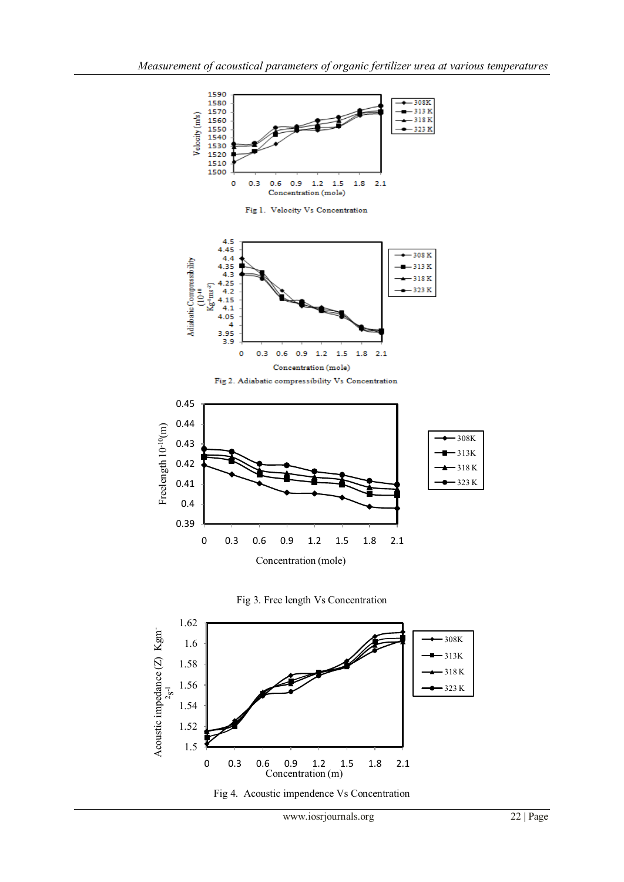Fig 1. Velocity Vs Concentration

Fig 2. Adiabatic compressibility Vs Concentration

Fig 3. Free length Vs Concentration

Fig 4. Acoustic impendence Vs Concentration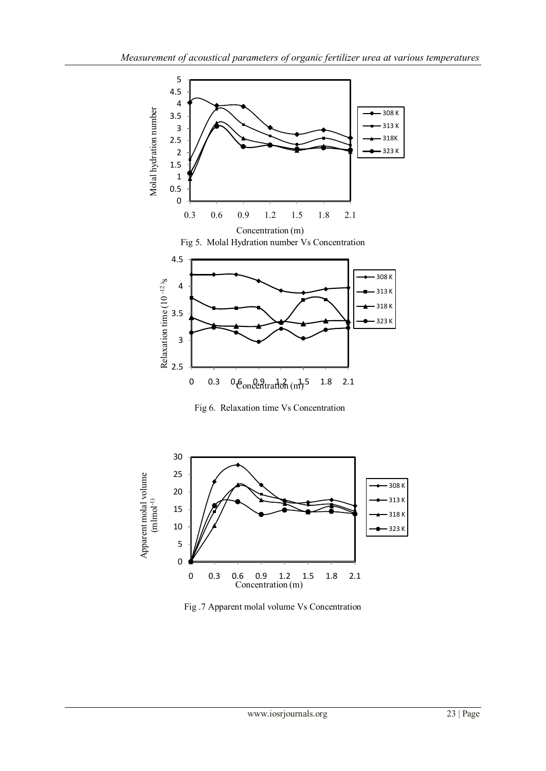Fig 5. Molal Hydration number Vs Concentration

Fig 6. Relaxation time Vs Concentration

Fig .7 Apparent molal volume Vs Concentration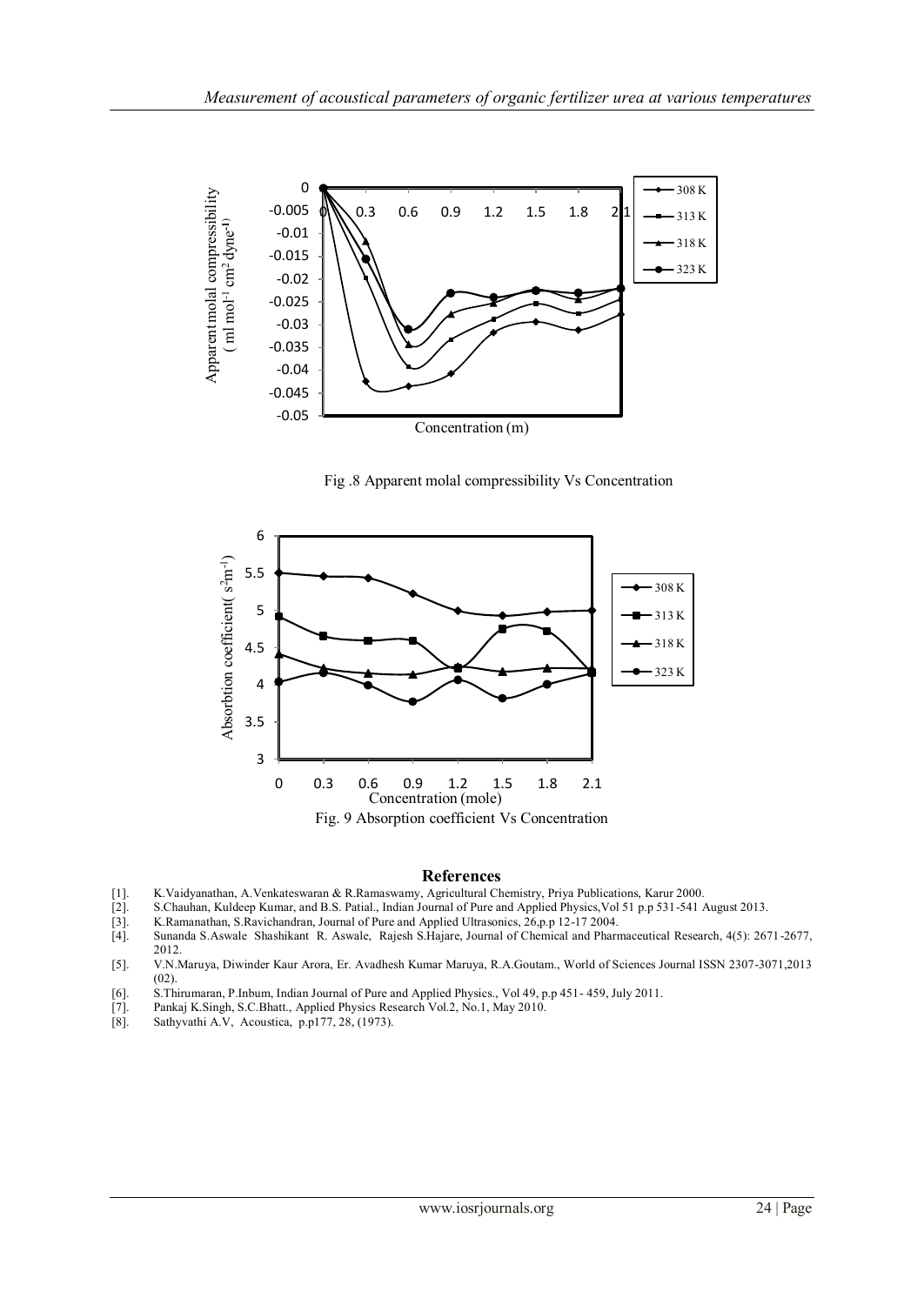0
-0.005
-0.01
-0.015
-0.02
-0.025
-0.03
-0.035
-0.04
-0.045
-0.05

0 0.3 0.6 0.9 1.2 1.5 1.8 2.1

Apparent molal compressibility ( ml mol$^{-1}$ cm$^2$ dyne$^{-1}$)

Concentration (m)

308 K
313 K
318 K
323 K

Fig .8 Apparent molal compressibility Vs Concentration

6
5.5
5
4.5
4
3.5
3

0 0.3 0.6 0.9 1.2 1.5 1.8 2.1

Absorbtion coefficient( s$^2$m$^{-1}$)

Concentration (mole)

308 K
313 K
318 K
323 K

Fig. 9 Absorption coefficient Vs Concentration

## References

[1]. K.Vaidyanathan, A.Venkateswaran & R.Ramaswamy, Agricultural Chemistry, Priya Publications, Karur 2000.
[2]. S.Chauhan, Kuldeep Kumar, and B.S. Patial., Indian Journal of Pure and Applied Physics,Vol 51 p.p 531-541 August 2013.
[3]. K.Ramanathan, S.Ravichandran, Journal of Pure and Applied Ultrasonics, 26,p.p 12-17 2004.
[4]. Sunanda S.Aswale Shashikant R. Aswale, Rajesh S.Hajare, Journal of Chemical and Pharmaceutical Research, 4(5): 2671-2677, 2012.
[5]. V.N.Maruya, Diwinder Kaur Arora, Er. Avadhesh Kumar Maruya, R.A.Goutam., World of Sciences Journal ISSN 2307-3071,2013 (02).
[6]. S.Thirumaran, P.Inbum, Indian Journal of Pure and Applied Physics., Vol 49, p.p 451- 459, July 2011.
[7]. Pankaj K.Singh, S.C.Bhatt., Applied Physics Research Vol.2, No.1, May 2010.
[8]. Sathyvathi A.V, Acoustica, p.p177, 28, (1973).